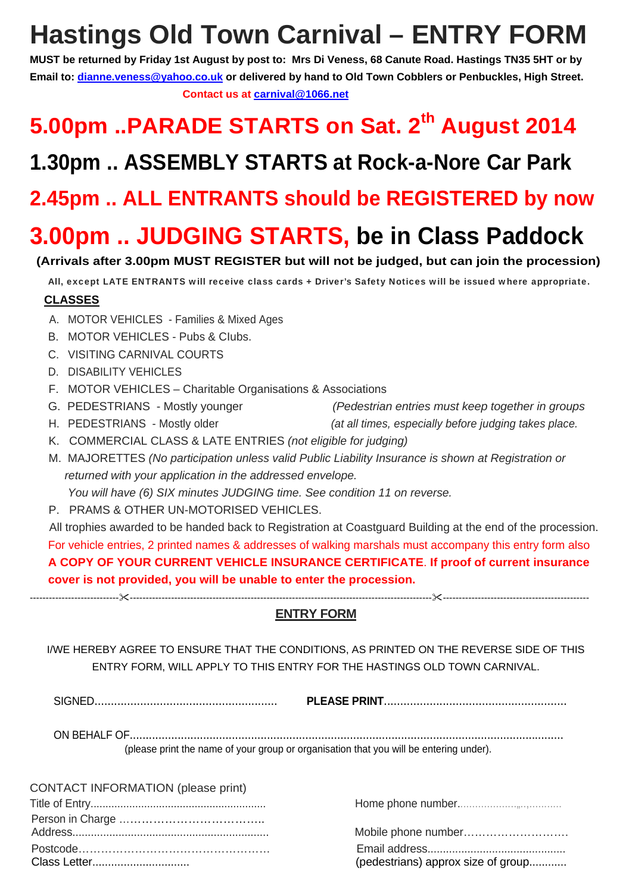# Hastings Old Town Carnival – ENTRY FORM

**MUST be returned by Friday 1st August by post to: Mrs Di Veness, 68 Canute Road. Hastings TN35 5HT or by Email to: dianne.veness@yahoo.co.uk or delivered by hand to Old Town Cobblers or Penbuckles, High Street.**

**Contact us at carnival@1066.net**

## 5.00pm ..PARADE STARTS on Sat. 2th August 2014

## 1.30pm .. ASSEMBLY STARTS at Rock-a-Nore Car Park

## 2.45pm .. ALL ENTRANTS should be REGISTERED by now

## 3.00pm .. JUDGING STARTS, be in Class Paddock

**(Arrivals after 3.00pm MUST REGISTER but will not be judged, but can join the procession)**

**All, except LATE ENTRANTS will receive class cards + Driver's Safety Notices will be issued where appropriate.**

**CLASSES**

A. MOTOR VEHICLES - Families & Mixed Ages
B. MOTOR VEHICLES - Pubs & Clubs.
C. VISITING CARNIVAL COURTS
D. DISABILITY VEHICLES
F. MOTOR VEHICLES – Charitable Organisations & Associations
G. PEDESTRIANS - Mostly younger
H. PEDESTRIANS - Mostly older

*(Pedestrian entries must keep together in groups (at all times, especially before judging takes place.*

K. COMMERCIAL CLASS & LATE ENTRIES *(not eligible for judging)*
M. MAJORETTES *(No participation unless valid Public Liability Insurance is shown at Registration or returned with your application in the addressed envelope.*
*You will have (6) SIX minutes JUDGING time. See condition 11 on reverse.*
P. PRAMS & OTHER UN-MOTORISED VEHICLES.

All trophies awarded to be handed back to Registration at Coastguard Building at the end of the procession.

For vehicle entries, 2 printed names & addresses of walking marshals must accompany this entry form also

**A COPY OF YOUR CURRENT VEHICLE INSURANCE CERTIFICATE. If proof of current insurance cover is not provided, you will be unable to enter the procession.**

---

**ENTRY FORM**

I/WE HEREBY AGREE TO ENSURE THAT THE CONDITIONS, AS PRINTED ON THE REVERSE SIDE OF THIS ENTRY FORM, WILL APPLY TO THIS ENTRY FOR THE HASTINGS OLD TOWN CARNIVAL.

SIGNED.......................................................... **PLEASE PRINT**..........................................................

ON BEHALF OF..........................................................................................................................................
(please print the name of your group or organisation that you will be entering under).

CONTACT INFORMATION (please print)

Title of Entry..........................................................
Person in Charge ……………………………….
Address................................................................
Postcode…………………………………………….
Class Letter...............................

Home phone number.....................................
Mobile phone number……………………….
Email address............................................
(pedestrians) approx size of group............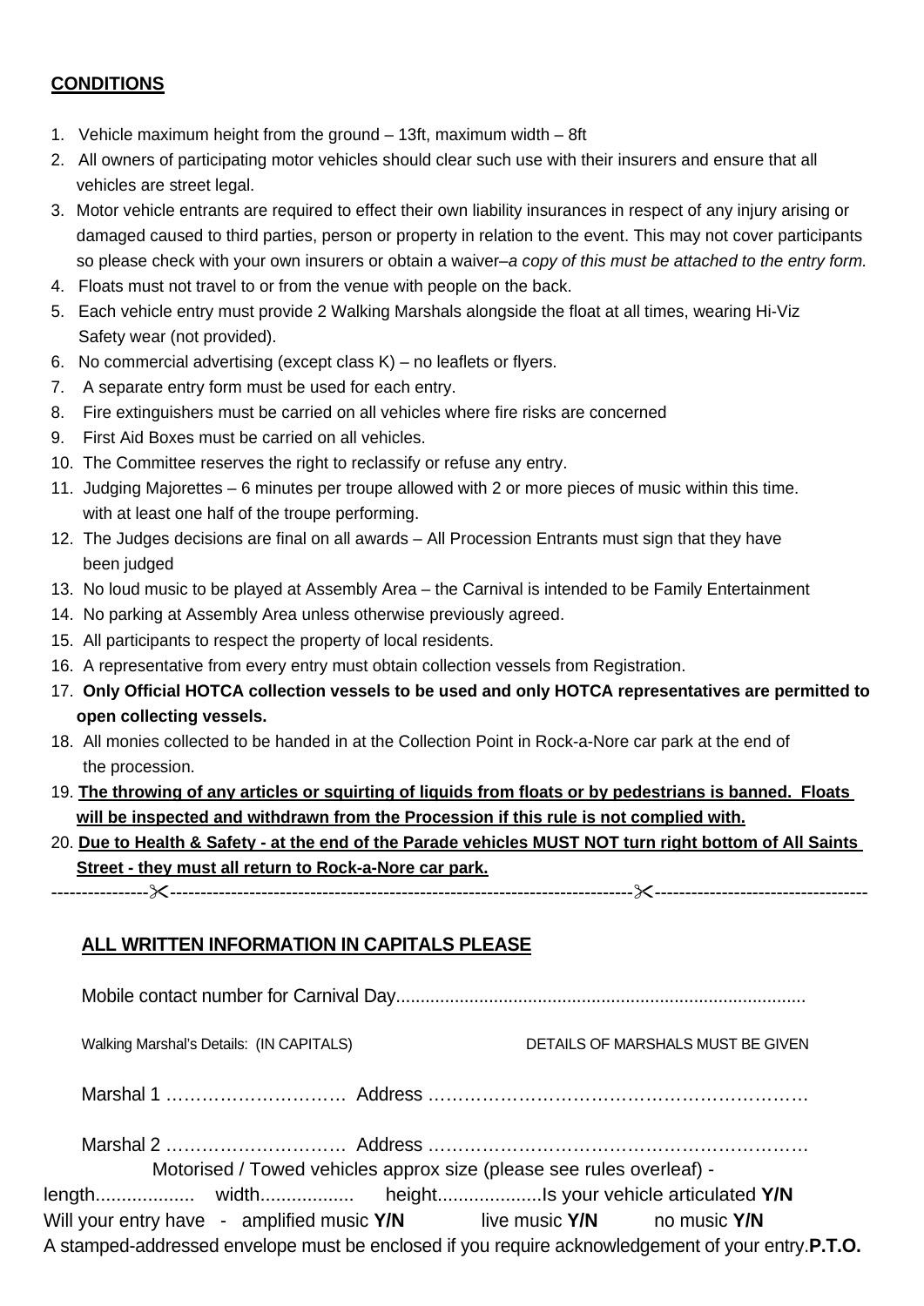**<u>CONDITIONS</u>**

1. Vehicle maximum height from the ground – 13ft, maximum width – 8ft
2. All owners of participating motor vehicles should clear such use with their insurers and ensure that all vehicles are street legal.
3. Motor vehicle entrants are required to effect their own liability insurances in respect of any injury arising or damaged caused to third parties, person or property in relation to the event. This may not cover participants so please check with your own insurers or obtain a waiver–*a copy of this must be attached to the entry form.*
4. Floats must not travel to or from the venue with people on the back.
5. Each vehicle entry must provide 2 Walking Marshals alongside the float at all times, wearing Hi-Viz Safety wear (not provided).
6. No commercial advertising (except class K) – no leaflets or flyers.
7. A separate entry form must be used for each entry.
8. Fire extinguishers must be carried on all vehicles where fire risks are concerned
9. First Aid Boxes must be carried on all vehicles.
10. The Committee reserves the right to reclassify or refuse any entry.
11. Judging Majorettes – 6 minutes per troupe allowed with 2 or more pieces of music within this time. with at least one half of the troupe performing.
12. The Judges decisions are final on all awards – All Procession Entrants must sign that they have been judged
13. No loud music to be played at Assembly Area – the Carnival is intended to be Family Entertainment
14. No parking at Assembly Area unless otherwise previously agreed.
15. All participants to respect the property of local residents.
16. A representative from every entry must obtain collection vessels from Registration.
17. **Only Official HOTCA collection vessels to be used and only HOTCA representatives are permitted to open collecting vessels.**
18. All monies collected to be handed in at the Collection Point in Rock-a-Nore car park at the end of the procession.
19. **<u>The throwing of any articles or squirting of liquids from floats or by pedestrians is banned. Floats will be inspected and withdrawn from the Procession if this rule is not complied with.</u>**
20. **<u>Due to Health & Safety - at the end of the Parade vehicles MUST NOT turn right bottom of All Saints Street - they must all return to Rock-a-Nore car park.</u>**

----------------✂---------------------------------------------------------------------------✂-----------------------------------

**<u>ALL WRITTEN INFORMATION IN CAPITALS PLEASE</u>**

Mobile contact number for Carnival Day...................................................................................

Walking Marshal's Details: (IN CAPITALS) DETAILS OF MARSHALS MUST BE GIVEN

Marshal 1 ………………………… Address ………………………………………………………

Marshal 2 ………………………… Address ………………………………………………………

Motorised / Towed vehicles approx size (please see rules overleaf) -

length................... width.................. height....................Is your vehicle articulated **Y/N**

Will your entry have - amplified music **Y/N** live music **Y/N** no music **Y/N**

A stamped-addressed envelope must be enclosed if you require acknowledgement of your entry.**P.T.O.**